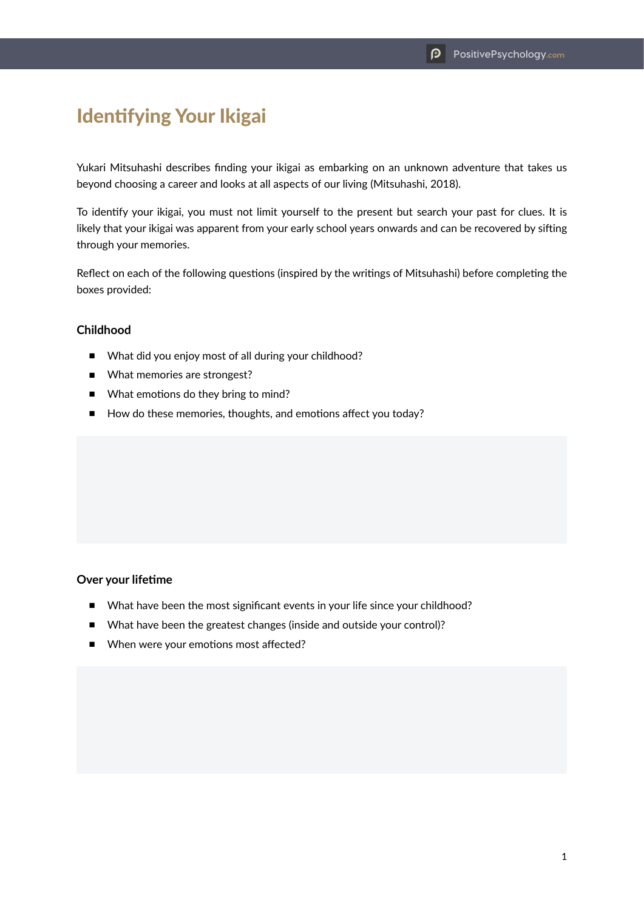# Identifying Your Ikigai

Yukari Mitsuhashi describes finding your ikigai as embarking on an unknown adventure that takes us beyond choosing a career and looks at all aspects of our living (Mitsuhashi, 2018).

To identify your ikigai, you must not limit yourself to the present but search your past for clues. It is likely that your ikigai was apparent from your early school years onwards and can be recovered by sifting through your memories.

Reflect on each of the following questions (inspired by the writings of Mitsuhashi) before completing the boxes provided:

### Childhood

- What did you enjoy most of all during your childhood?
- What memories are strongest?
- What emotions do they bring to mind?
- How do these memories, thoughts, and emotions affect you today?

### Over your lifetime

- What have been the most significant events in your life since your childhood?
- What have been the greatest changes (inside and outside your control)?
- When were your emotions most affected?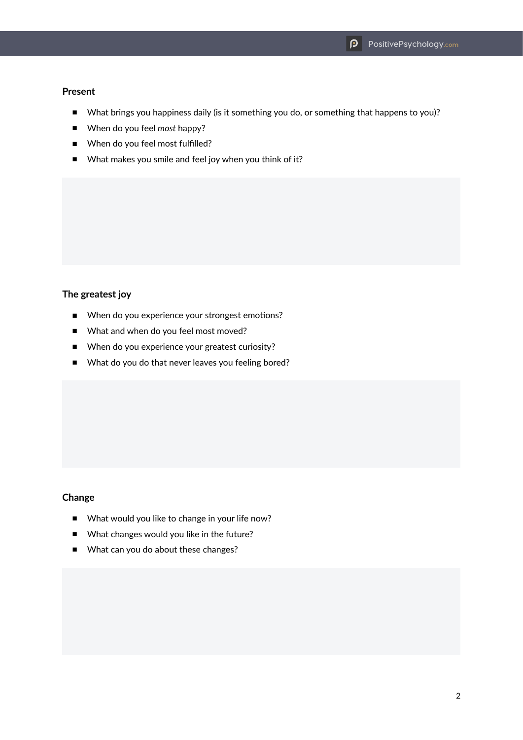### Present

- What brings you happiness daily (is it something you do, or something that happens to you)?
- When do you feel *most* happy?
- When do you feel most fulfilled?
- What makes you smile and feel joy when you think of it?

### The greatest joy

- When do you experience your strongest emotions?
- What and when do you feel most moved?
- When do you experience your greatest curiosity?
- What do you do that never leaves you feeling bored?

### Change

- What would you like to change in your life now?
- What changes would you like in the future?
- What can you do about these changes?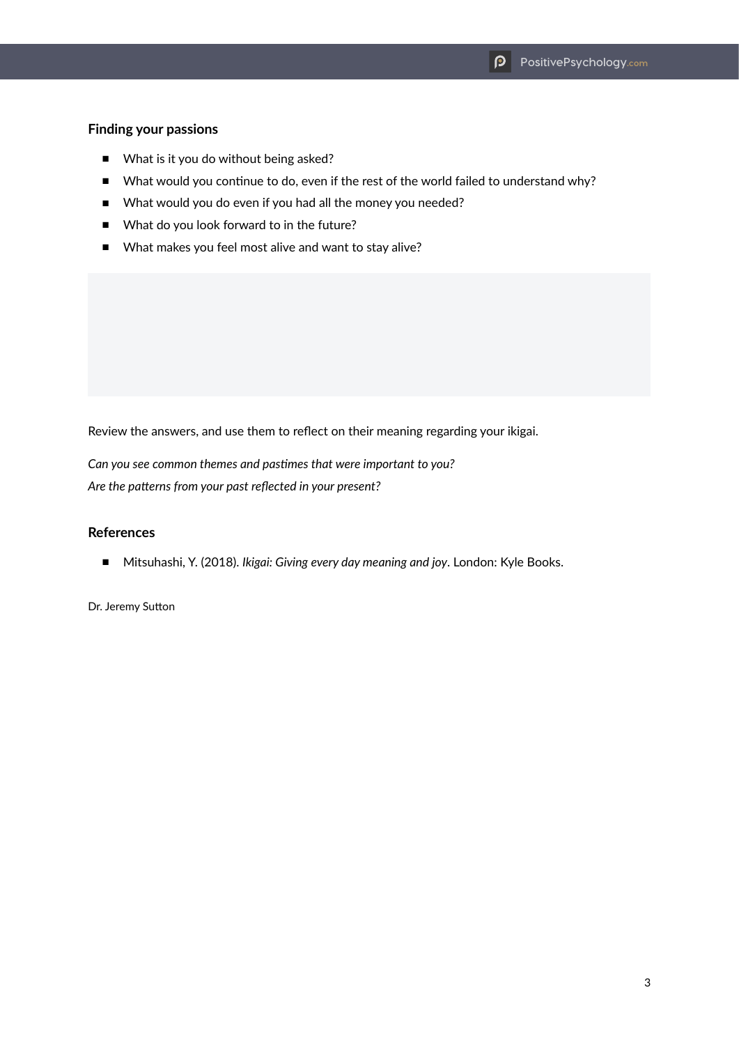## Finding your passions

- What is it you do without being asked?
- What would you continue to do, even if the rest of the world failed to understand why?
- What would you do even if you had all the money you needed?
- What do you look forward to in the future?
- What makes you feel most alive and want to stay alive?

Review the answers, and use them to reflect on their meaning regarding your ikigai.

*Can you see common themes and pastimes that were important to you?*

*Are the patterns from your past reflected in your present?*

## References

- Mitsuhashi, Y. (2018). *Ikigai: Giving every day meaning and joy*. London: Kyle Books.

Dr. Jeremy Sutton